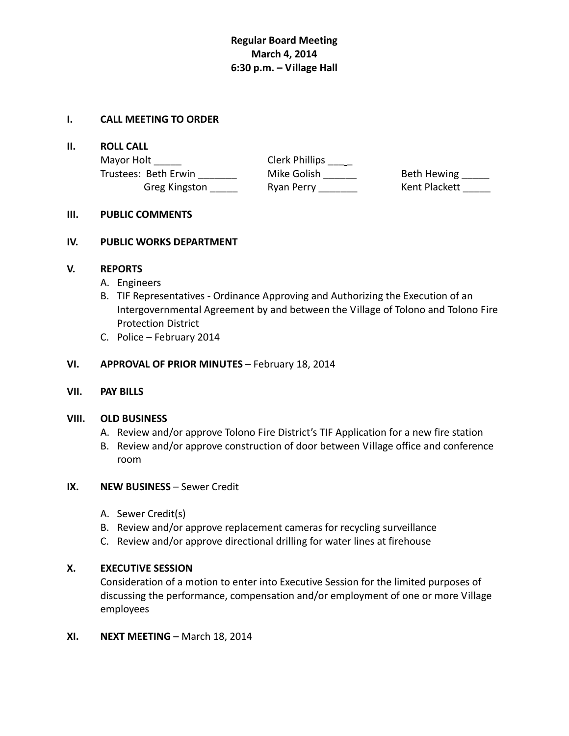**Regular Board Meeting**
**March 4, 2014**
**6:30 p.m. – Village Hall**

**I. CALL MEETING TO ORDER**

**II. ROLL CALL**

Mayor Holt _____ Clerk Phillips ____

Trustees: Beth Erwin _______ Mike Golish ______ Beth Hewing _____

Greg Kingston _____ Ryan Perry _______ Kent Plackett _____

**III. PUBLIC COMMENTS**

**IV. PUBLIC WORKS DEPARTMENT**

**V. REPORTS**

A. Engineers
B. TIF Representatives - Ordinance Approving and Authorizing the Execution of an Intergovernmental Agreement by and between the Village of Tolono and Tolono Fire Protection District
C. Police – February 2014

**VI. APPROVAL OF PRIOR MINUTES** – February 18, 2014

**VII. PAY BILLS**

**VIII. OLD BUSINESS**

A. Review and/or approve Tolono Fire District's TIF Application for a new fire station
B. Review and/or approve construction of door between Village office and conference room

**IX. NEW BUSINESS** – Sewer Credit

A. Sewer Credit(s)
B. Review and/or approve replacement cameras for recycling surveillance
C. Review and/or approve directional drilling for water lines at firehouse

**X. EXECUTIVE SESSION**

Consideration of a motion to enter into Executive Session for the limited purposes of discussing the performance, compensation and/or employment of one or more Village employees

**XI. NEXT MEETING** – March 18, 2014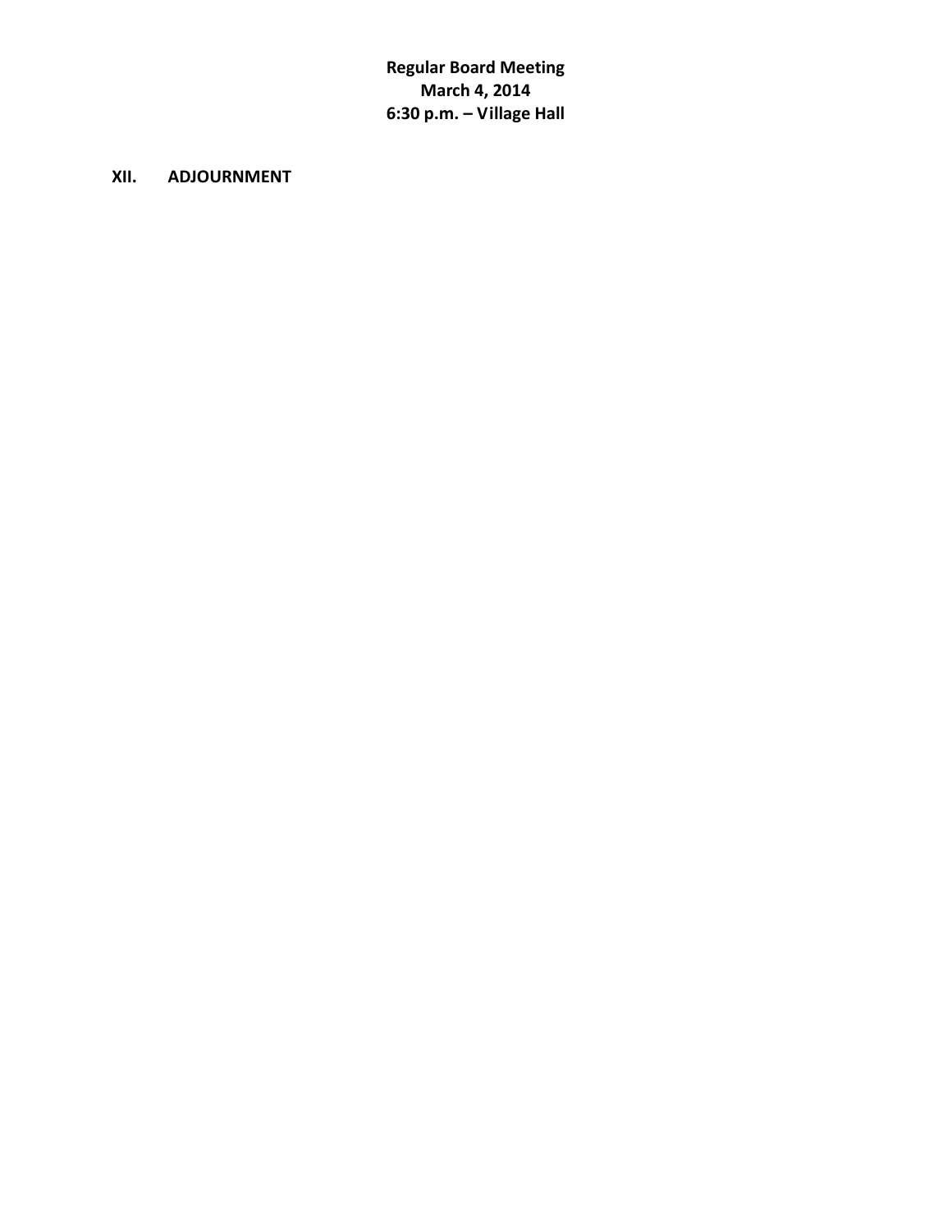**Regular Board Meeting**
**March 4, 2014**
**6:30 p.m. – Village Hall**

## XII. ADJOURNMENT